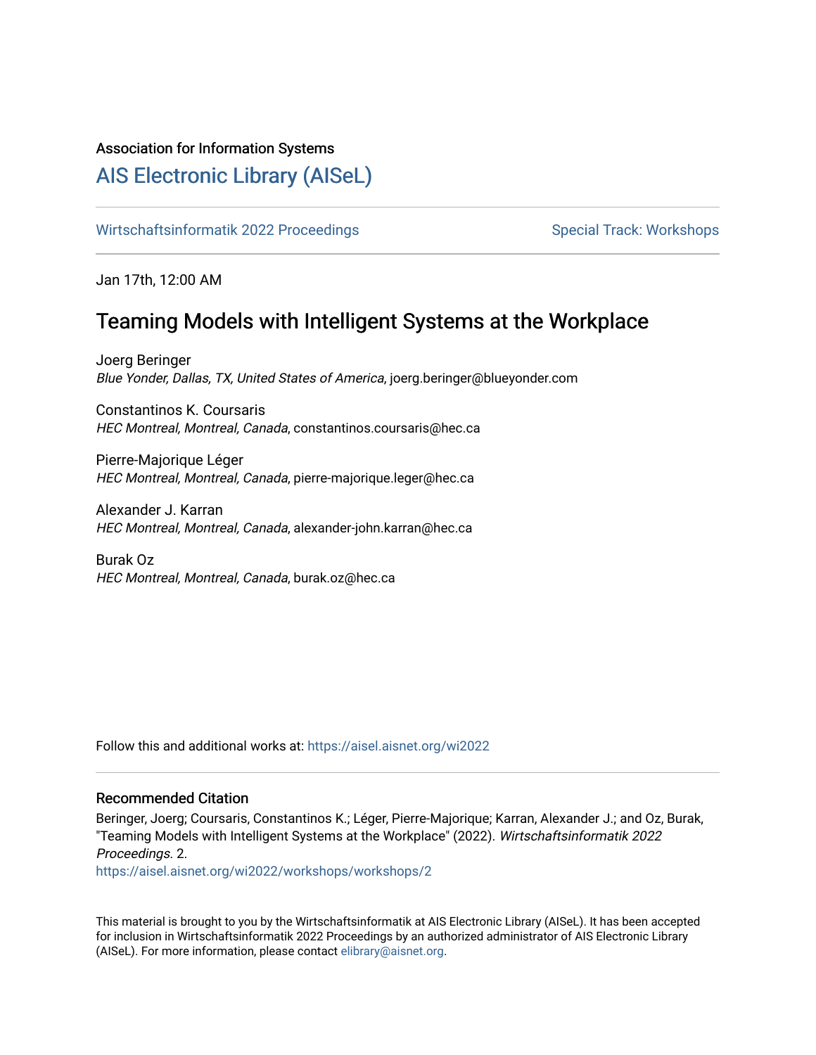Association for Information Systems

# AIS Electronic Library (AISeL)

Wirtschaftsinformatik 2022 Proceedings

Special Track: Workshops

Jan 17th, 12:00 AM

## Teaming Models with Intelligent Systems at the Workplace

Joerg Beringer
*Blue Yonder, Dallas, TX, United States of America*, joerg.beringer@blueyonder.com

Constantinos K. Coursaris
*HEC Montreal, Montreal, Canada*, constantinos.coursaris@hec.ca

Pierre-Majorique Léger
*HEC Montreal, Montreal, Canada*, pierre-majorique.leger@hec.ca

Alexander J. Karran
*HEC Montreal, Montreal, Canada*, alexander-john.karran@hec.ca

Burak Oz
*HEC Montreal, Montreal, Canada*, burak.oz@hec.ca

Follow this and additional works at: https://aisel.aisnet.org/wi2022

### Recommended Citation

Beringer, Joerg; Coursaris, Constantinos K.; Léger, Pierre-Majorique; Karran, Alexander J.; and Oz, Burak, "Teaming Models with Intelligent Systems at the Workplace" (2022). *Wirtschaftsinformatik 2022 Proceedings*. 2.
https://aisel.aisnet.org/wi2022/workshops/workshops/2

This material is brought to you by the Wirtschaftsinformatik at AIS Electronic Library (AISeL). It has been accepted for inclusion in Wirtschaftsinformatik 2022 Proceedings by an authorized administrator of AIS Electronic Library (AISeL). For more information, please contact elibrary@aisnet.org.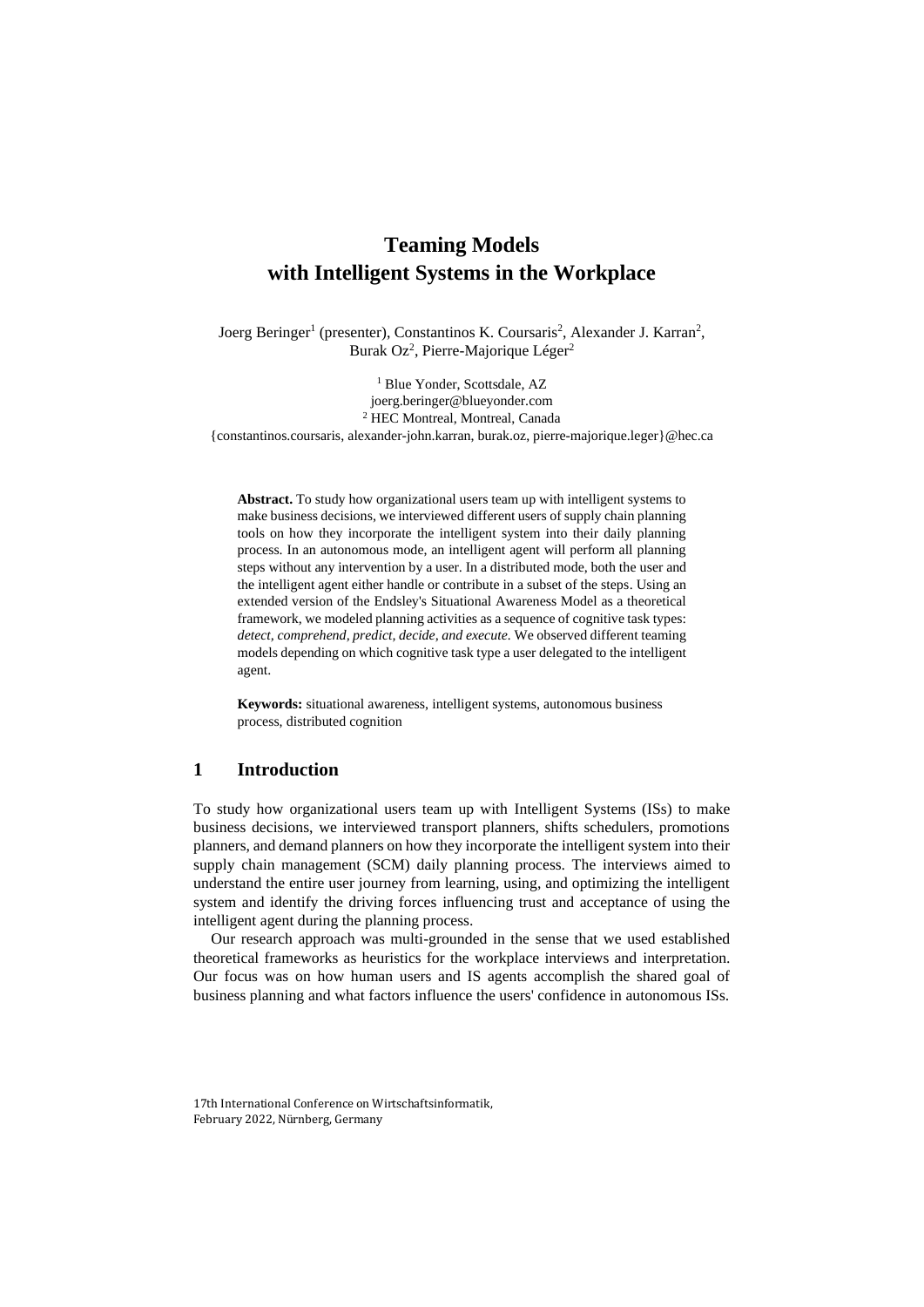# Teaming Models with Intelligent Systems in the Workplace

Joerg Beringer[1] (presenter), Constantinos K. Coursaris[2], Alexander J. Karran[2], Burak Oz[2], Pierre-Majorique Léger[2]

[1] Blue Yonder, Scottsdale, AZ
joerg.beringer@blueyonder.com
[2] HEC Montreal, Montreal, Canada
{constantinos.coursaris, alexander-john.karran, burak.oz, pierre-majorique.leger}@hec.ca

**Abstract.** To study how organizational users team up with intelligent systems to make business decisions, we interviewed different users of supply chain planning tools on how they incorporate the intelligent system into their daily planning process. In an autonomous mode, an intelligent agent will perform all planning steps without any intervention by a user. In a distributed mode, both the user and the intelligent agent either handle or contribute in a subset of the steps. Using an extended version of the Endsley's Situational Awareness Model as a theoretical framework, we modeled planning activities as a sequence of cognitive task types: *detect, comprehend, predict, decide, and execute.* We observed different teaming models depending on which cognitive task type a user delegated to the intelligent agent.

**Keywords:** situational awareness, intelligent systems, autonomous business process, distributed cognition

## 1 Introduction

To study how organizational users team up with Intelligent Systems (ISs) to make business decisions, we interviewed transport planners, shifts schedulers, promotions planners, and demand planners on how they incorporate the intelligent system into their supply chain management (SCM) daily planning process. The interviews aimed to understand the entire user journey from learning, using, and optimizing the intelligent system and identify the driving forces influencing trust and acceptance of using the intelligent agent during the planning process.

Our research approach was multi-grounded in the sense that we used established theoretical frameworks as heuristics for the workplace interviews and interpretation. Our focus was on how human users and IS agents accomplish the shared goal of business planning and what factors influence the users' confidence in autonomous ISs.

17th International Conference on Wirtschaftsinformatik,
February 2022, Nürnberg, Germany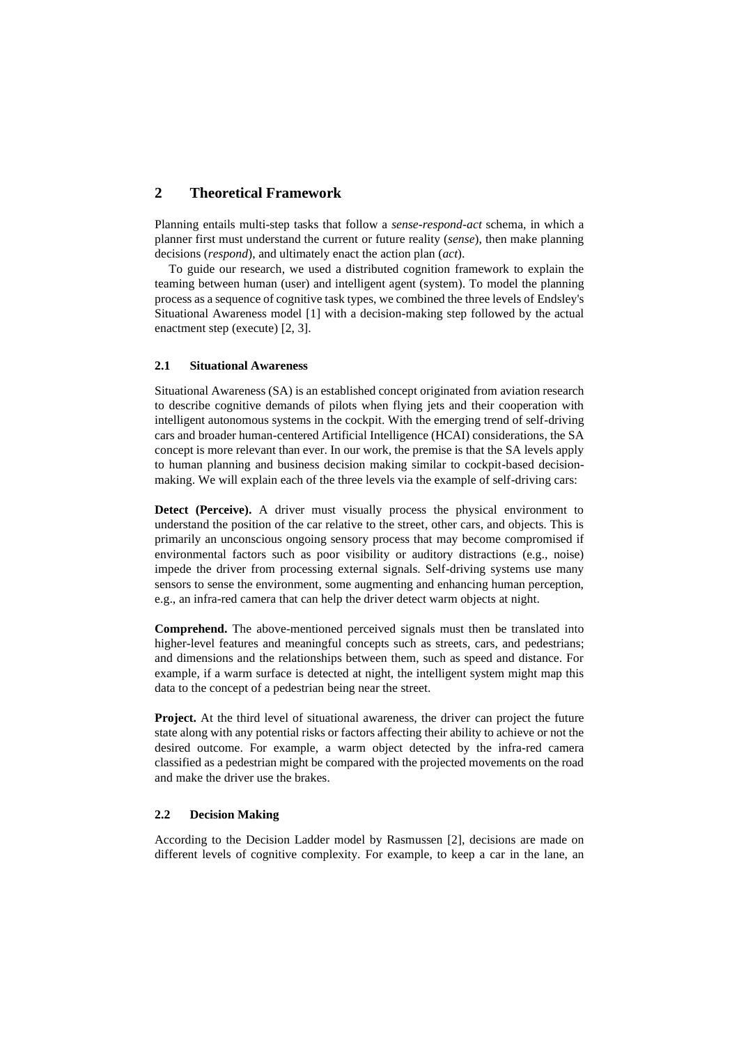## 2 Theoretical Framework

Planning entails multi-step tasks that follow a *sense-respond-act* schema, in which a planner first must understand the current or future reality (*sense*), then make planning decisions (*respond*), and ultimately enact the action plan (*act*).

To guide our research, we used a distributed cognition framework to explain the teaming between human (user) and intelligent agent (system). To model the planning process as a sequence of cognitive task types, we combined the three levels of Endsley's Situational Awareness model [1] with a decision-making step followed by the actual enactment step (execute) [2, 3].

### 2.1 Situational Awareness

Situational Awareness (SA) is an established concept originated from aviation research to describe cognitive demands of pilots when flying jets and their cooperation with intelligent autonomous systems in the cockpit. With the emerging trend of self-driving cars and broader human-centered Artificial Intelligence (HCAI) considerations, the SA concept is more relevant than ever. In our work, the premise is that the SA levels apply to human planning and business decision making similar to cockpit-based decision-making. We will explain each of the three levels via the example of self-driving cars:

**Detect (Perceive).** A driver must visually process the physical environment to understand the position of the car relative to the street, other cars, and objects. This is primarily an unconscious ongoing sensory process that may become compromised if environmental factors such as poor visibility or auditory distractions (e.g., noise) impede the driver from processing external signals. Self-driving systems use many sensors to sense the environment, some augmenting and enhancing human perception, e.g., an infra-red camera that can help the driver detect warm objects at night.

**Comprehend.** The above-mentioned perceived signals must then be translated into higher-level features and meaningful concepts such as streets, cars, and pedestrians; and dimensions and the relationships between them, such as speed and distance. For example, if a warm surface is detected at night, the intelligent system might map this data to the concept of a pedestrian being near the street.

**Project.** At the third level of situational awareness, the driver can project the future state along with any potential risks or factors affecting their ability to achieve or not the desired outcome. For example, a warm object detected by the infra-red camera classified as a pedestrian might be compared with the projected movements on the road and make the driver use the brakes.

### 2.2 Decision Making

According to the Decision Ladder model by Rasmussen [2], decisions are made on different levels of cognitive complexity. For example, to keep a car in the lane, an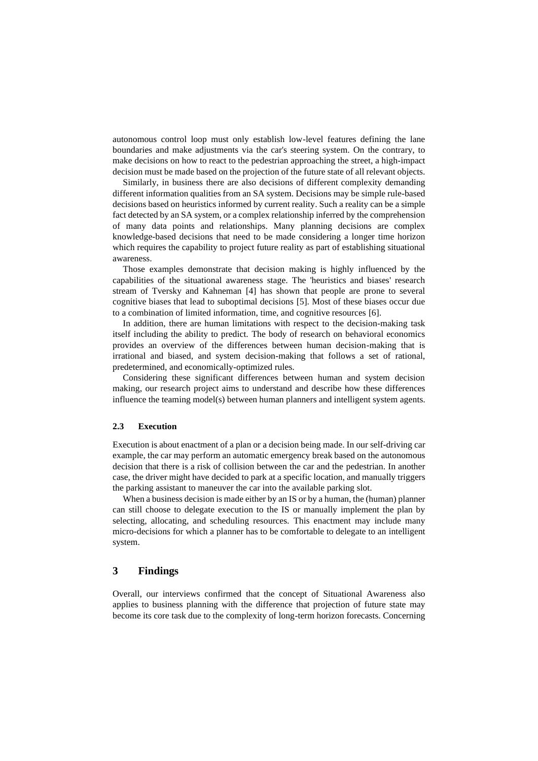autonomous control loop must only establish low-level features defining the lane boundaries and make adjustments via the car's steering system. On the contrary, to make decisions on how to react to the pedestrian approaching the street, a high-impact decision must be made based on the projection of the future state of all relevant objects.

Similarly, in business there are also decisions of different complexity demanding different information qualities from an SA system. Decisions may be simple rule-based decisions based on heuristics informed by current reality. Such a reality can be a simple fact detected by an SA system, or a complex relationship inferred by the comprehension of many data points and relationships. Many planning decisions are complex knowledge-based decisions that need to be made considering a longer time horizon which requires the capability to project future reality as part of establishing situational awareness.

Those examples demonstrate that decision making is highly influenced by the capabilities of the situational awareness stage. The 'heuristics and biases' research stream of Tversky and Kahneman [4] has shown that people are prone to several cognitive biases that lead to suboptimal decisions [5]. Most of these biases occur due to a combination of limited information, time, and cognitive resources [6].

In addition, there are human limitations with respect to the decision-making task itself including the ability to predict. The body of research on behavioral economics provides an overview of the differences between human decision-making that is irrational and biased, and system decision-making that follows a set of rational, predetermined, and economically-optimized rules.

Considering these significant differences between human and system decision making, our research project aims to understand and describe how these differences influence the teaming model(s) between human planners and intelligent system agents.

### 2.3 Execution

Execution is about enactment of a plan or a decision being made. In our self-driving car example, the car may perform an automatic emergency break based on the autonomous decision that there is a risk of collision between the car and the pedestrian. In another case, the driver might have decided to park at a specific location, and manually triggers the parking assistant to maneuver the car into the available parking slot.

When a business decision is made either by an IS or by a human, the (human) planner can still choose to delegate execution to the IS or manually implement the plan by selecting, allocating, and scheduling resources. This enactment may include many micro-decisions for which a planner has to be comfortable to delegate to an intelligent system.

## 3 Findings

Overall, our interviews confirmed that the concept of Situational Awareness also applies to business planning with the difference that projection of future state may become its core task due to the complexity of long-term horizon forecasts. Concerning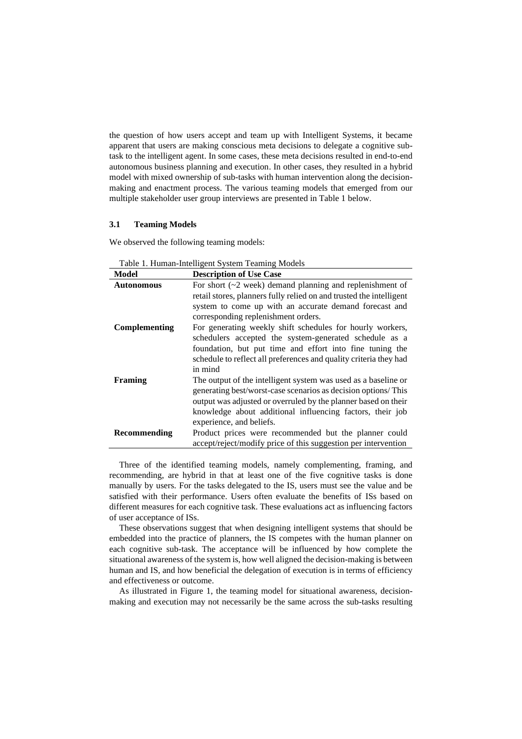the question of how users accept and team up with Intelligent Systems, it became apparent that users are making conscious meta decisions to delegate a cognitive sub-task to the intelligent agent. In some cases, these meta decisions resulted in end-to-end autonomous business planning and execution. In other cases, they resulted in a hybrid model with mixed ownership of sub-tasks with human intervention along the decision-making and enactment process. The various teaming models that emerged from our multiple stakeholder user group interviews are presented in Table 1 below.

### 3.1 Teaming Models

We observed the following teaming models:

Table 1. Human-Intelligent System Teaming Models

| Model | Description of Use Case |
|---|---|
| **Autonomous** | For short (~2 week) demand planning and replenishment of retail stores, planners fully relied on and trusted the intelligent system to come up with an accurate demand forecast and corresponding replenishment orders. |
| **Complementing** | For generating weekly shift schedules for hourly workers, schedulers accepted the system-generated schedule as a foundation, but put time and effort into fine tuning the schedule to reflect all preferences and quality criteria they had in mind |
| **Framing** | The output of the intelligent system was used as a baseline or generating best/worst-case scenarios as decision options/ This output was adjusted or overruled by the planner based on their knowledge about additional influencing factors, their job experience, and beliefs. |
| **Recommending** | Product prices were recommended but the planner could accept/reject/modify price of this suggestion per intervention |

Three of the identified teaming models, namely complementing, framing, and recommending, are hybrid in that at least one of the five cognitive tasks is done manually by users. For the tasks delegated to the IS, users must see the value and be satisfied with their performance. Users often evaluate the benefits of ISs based on different measures for each cognitive task. These evaluations act as influencing factors of user acceptance of ISs.

These observations suggest that when designing intelligent systems that should be embedded into the practice of planners, the IS competes with the human planner on each cognitive sub-task. The acceptance will be influenced by how complete the situational awareness of the system is, how well aligned the decision-making is between human and IS, and how beneficial the delegation of execution is in terms of efficiency and effectiveness or outcome.

As illustrated in Figure 1, the teaming model for situational awareness, decision-making and execution may not necessarily be the same across the sub-tasks resulting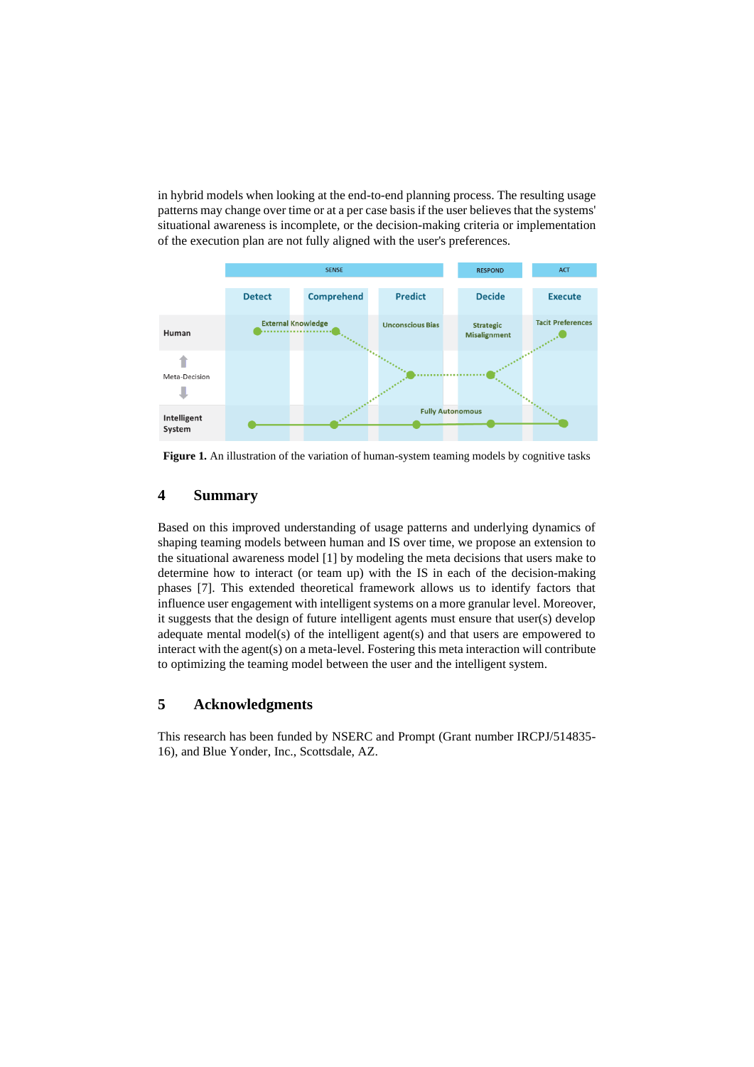in hybrid models when looking at the end-to-end planning process. The resulting usage patterns may change over time or at a per case basis if the user believes that the systems' situational awareness is incomplete, or the decision-making criteria or implementation of the execution plan are not fully aligned with the user's preferences.

**Figure 1.** An illustration of the variation of human-system teaming models by cognitive tasks

## 4 Summary

Based on this improved understanding of usage patterns and underlying dynamics of shaping teaming models between human and IS over time, we propose an extension to the situational awareness model [1] by modeling the meta decisions that users make to determine how to interact (or team up) with the IS in each of the decision-making phases [7]. This extended theoretical framework allows us to identify factors that influence user engagement with intelligent systems on a more granular level. Moreover, it suggests that the design of future intelligent agents must ensure that user(s) develop adequate mental model(s) of the intelligent agent(s) and that users are empowered to interact with the agent(s) on a meta-level. Fostering this meta interaction will contribute to optimizing the teaming model between the user and the intelligent system.

## 5 Acknowledgments

This research has been funded by NSERC and Prompt (Grant number IRCPJ/514835-16), and Blue Yonder, Inc., Scottsdale, AZ.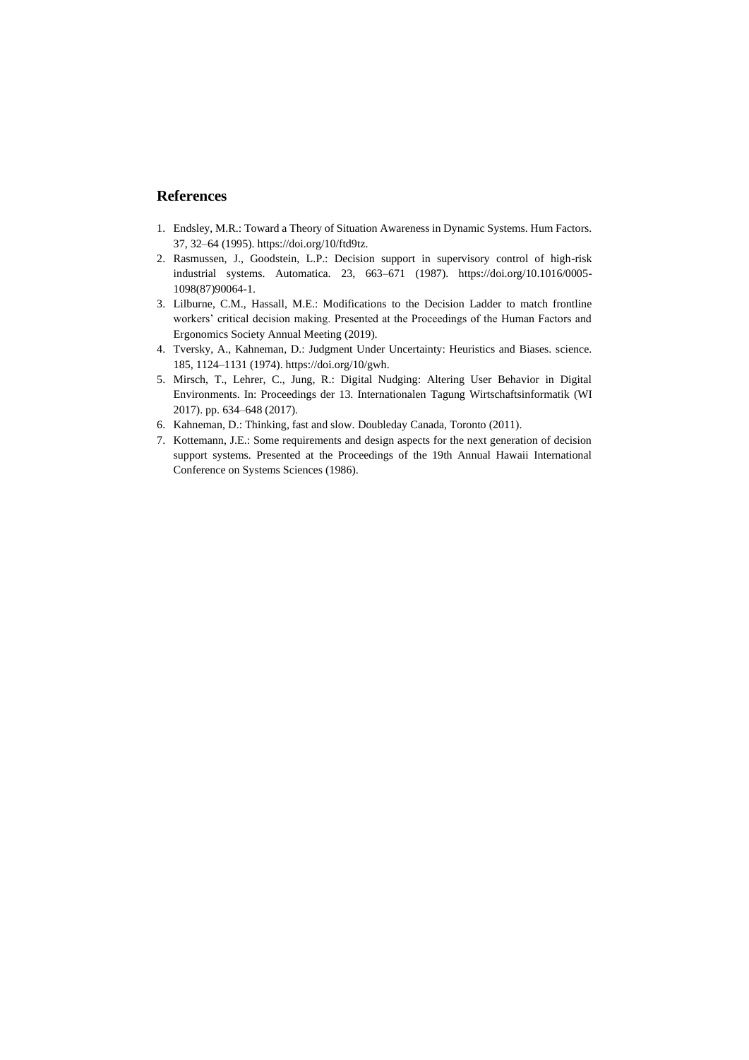## References

1. Endsley, M.R.: Toward a Theory of Situation Awareness in Dynamic Systems. Hum Factors. 37, 32–64 (1995). https://doi.org/10/ftd9tz.
2. Rasmussen, J., Goodstein, L.P.: Decision support in supervisory control of high-risk industrial systems. Automatica. 23, 663–671 (1987). https://doi.org/10.1016/0005-1098(87)90064-1.
3. Lilburne, C.M., Hassall, M.E.: Modifications to the Decision Ladder to match frontline workers' critical decision making. Presented at the Proceedings of the Human Factors and Ergonomics Society Annual Meeting (2019).
4. Tversky, A., Kahneman, D.: Judgment Under Uncertainty: Heuristics and Biases. science. 185, 1124–1131 (1974). https://doi.org/10/gwh.
5. Mirsch, T., Lehrer, C., Jung, R.: Digital Nudging: Altering User Behavior in Digital Environments. In: Proceedings der 13. Internationalen Tagung Wirtschaftsinformatik (WI 2017). pp. 634–648 (2017).
6. Kahneman, D.: Thinking, fast and slow. Doubleday Canada, Toronto (2011).
7. Kottemann, J.E.: Some requirements and design aspects for the next generation of decision support systems. Presented at the Proceedings of the 19th Annual Hawaii International Conference on Systems Sciences (1986).